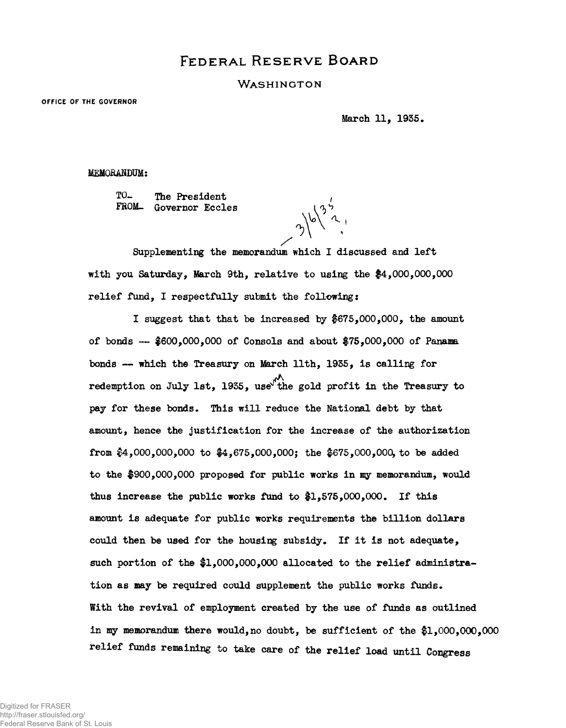# FEDERAL RESERVE BOARD

## WASHINGTON

OFFICE OF THE GOVERNOR

March 11, 1935.

MEMORANDUM:

TO- The President
FROM- Governor Eccles

3/6/35

Supplementing the memorandum which I discussed and left with you Saturday, March 9th, relative to using the $4,000,000,000 relief fund, I respectfully submit the following:

I suggest that that be increased by $675,000,000, the amount of bonds — $600,000,000 of Consols and about $75,000,000 of Panama bonds — which the Treasury on March 11th, 1935, is calling for redemption on July 1st, 1935, use^ing the gold profit in the Treasury to pay for these bonds. This will reduce the National debt by that amount, hence the justification for the increase of the authorization from $4,000,000,000 to $4,675,000,000; the $675,000,000 to be added to the $900,000,000 proposed for public works in my memorandum, would thus increase the public works fund to $1,575,000,000. If this amount is adequate for public works requirements the billion dollars could then be used for the housing subsidy. If it is not adequate, such portion of the $1,000,000,000 allocated to the relief administration as may be required could supplement the public works funds. With the revival of employment created by the use of funds as outlined in my memorandum there would, no doubt, be sufficient of the $1,000,000,000 relief funds remaining to take care of the relief load until Congress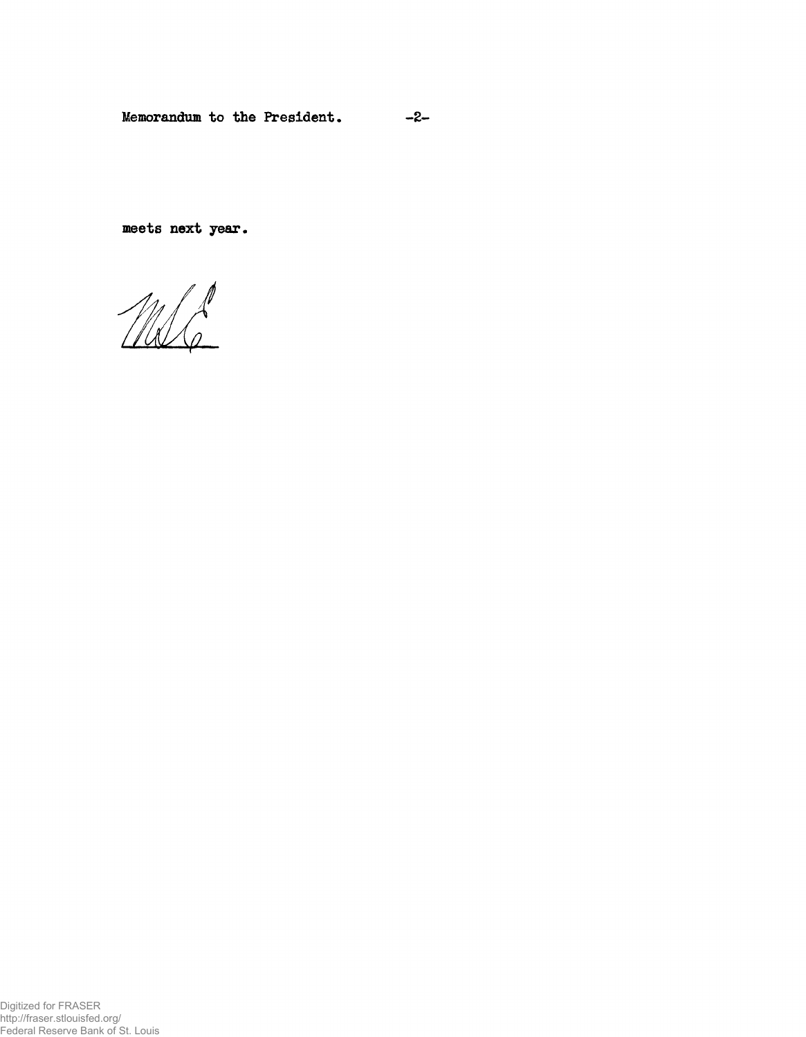meets next year.

MSE